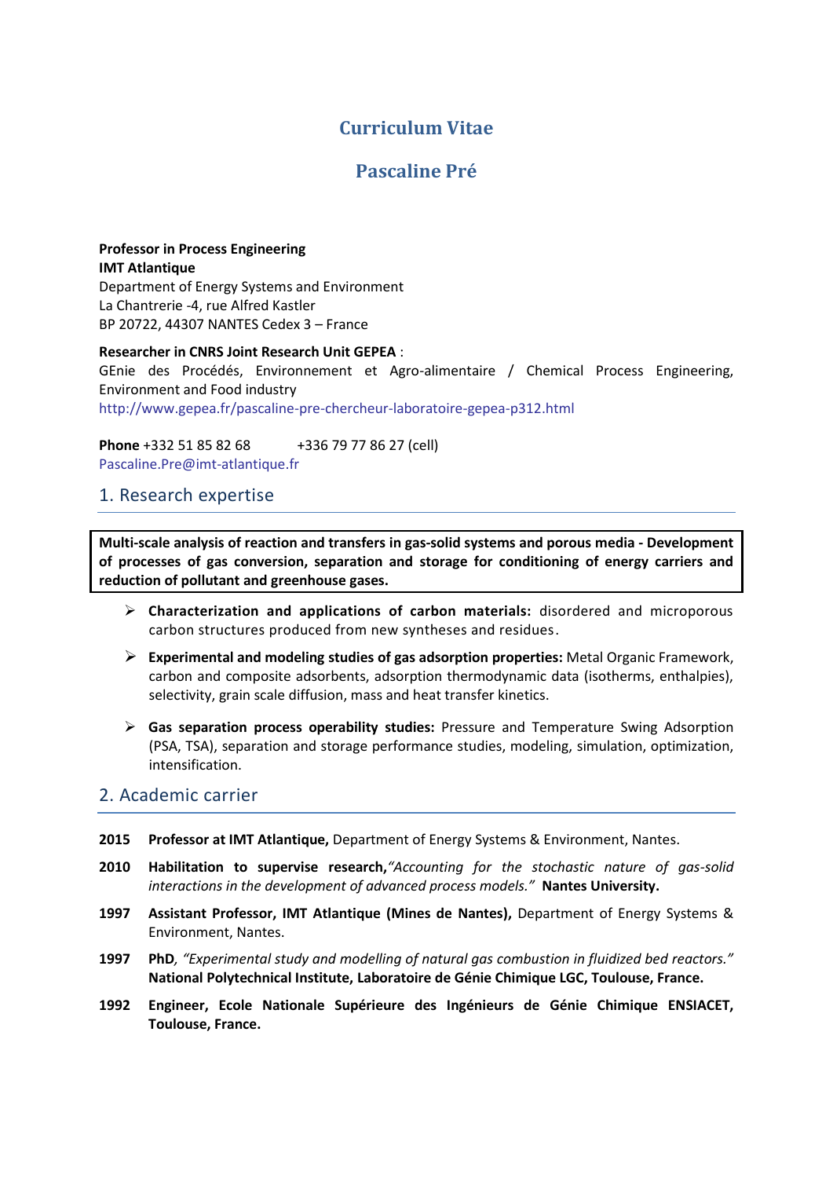# Curriculum Vitae

# Pascaline Pré

**Professor in Process Engineering**
**IMT Atlantique**
Department of Energy Systems and Environment
La Chantrerie -4, rue Alfred Kastler
BP 20722, 44307 NANTES Cedex 3 – France

**Researcher in CNRS Joint Research Unit GEPEA** :
GEnie des Procédés, Environnement et Agro-alimentaire / Chemical Process Engineering, Environment and Food industry
http://www.gepea.fr/pascaline-pre-chercheur-laboratoire-gepea-p312.html

**Phone** +332 51 85 82 68 +336 79 77 86 27 (cell)
Pascaline.Pre@imt-atlantique.fr

## 1. Research expertise

**Multi-scale analysis of reaction and transfers in gas-solid systems and porous media - Development of processes of gas conversion, separation and storage for conditioning of energy carriers and reduction of pollutant and greenhouse gases.**

- **Characterization and applications of carbon materials:** disordered and microporous carbon structures produced from new syntheses and residues.
- **Experimental and modeling studies of gas adsorption properties:** Metal Organic Framework, carbon and composite adsorbents, adsorption thermodynamic data (isotherms, enthalpies), selectivity, grain scale diffusion, mass and heat transfer kinetics.
- **Gas separation process operability studies:** Pressure and Temperature Swing Adsorption (PSA, TSA), separation and storage performance studies, modeling, simulation, optimization, intensification.

## 2. Academic carrier

**2015** **Professor at IMT Atlantique,** Department of Energy Systems & Environment, Nantes.

**2010** **Habilitation to supervise research,** *"Accounting for the stochastic nature of gas-solid interactions in the development of advanced process models."* **Nantes University.**

**1997** **Assistant Professor, IMT Atlantique (Mines de Nantes),** Department of Energy Systems & Environment, Nantes.

**1997** **PhD**, *"Experimental study and modelling of natural gas combustion in fluidized bed reactors."* **National Polytechnical Institute, Laboratoire de Génie Chimique LGC, Toulouse, France.**

**1992** **Engineer, Ecole Nationale Supérieure des Ingénieurs de Génie Chimique ENSIACET, Toulouse, France.**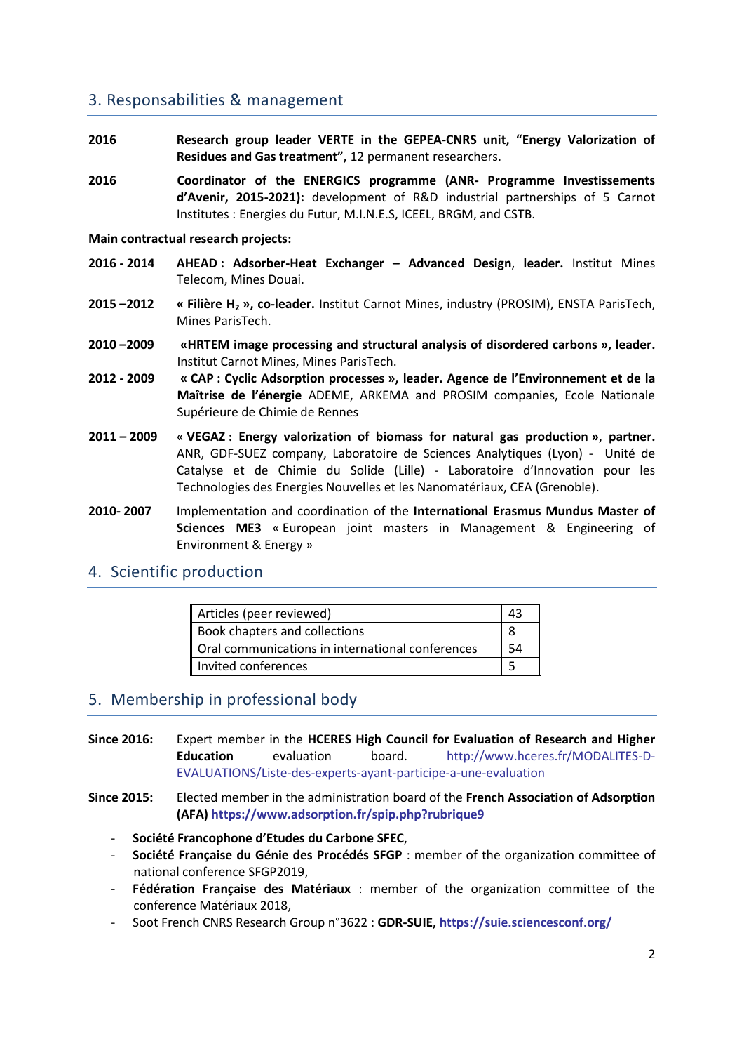## 3. Responsabilities & management

**2016** **Research group leader VERTE in the GEPEA-CNRS unit, "Energy Valorization of Residues and Gas treatment",** 12 permanent researchers.

**2016** **Coordinator of the ENERGICS programme (ANR- Programme Investissements d'Avenir, 2015-2021):** development of R&D industrial partnerships of 5 Carnot Institutes : Energies du Futur, M.I.N.E.S, ICEEL, BRGM, and CSTB.

**Main contractual research projects:**

**2016 - 2014** **AHEAD : Adsorber-Heat Exchanger – Advanced Design**, **leader.** Institut Mines Telecom, Mines Douai.

**2015 –2012** **« Filière $H_2$ », co-leader.** Institut Carnot Mines, industry (PROSIM), ENSTA ParisTech, Mines ParisTech.

**2010 –2009** **«HRTEM image processing and structural analysis of disordered carbons », leader.** Institut Carnot Mines, Mines ParisTech.

**2012 - 2009** **« CAP : Cyclic Adsorption processes », leader. Agence de l'Environnement et de la Maîtrise de l'énergie** ADEME, ARKEMA and PROSIM companies, Ecole Nationale Supérieure de Chimie de Rennes

**2011 – 2009** « **VEGAZ : Energy valorization of biomass for natural gas production »**, **partner.** ANR, GDF-SUEZ company, Laboratoire de Sciences Analytiques (Lyon) - Unité de Catalyse et de Chimie du Solide (Lille) - Laboratoire d'Innovation pour les Technologies des Energies Nouvelles et les Nanomatériaux, CEA (Grenoble).

**2010- 2007** Implementation and coordination of the **International Erasmus Mundus Master of Sciences ME3** « European joint masters in Management & Engineering of Environment & Energy »

## 4. Scientific production

| | |
|---|---|
| Articles (peer reviewed) | 43 |
| Book chapters and collections | 8 |
| Oral communications in international conferences | 54 |
| Invited conferences | 5 |

## 5. Membership in professional body

**Since 2016:** Expert member in the **HCERES High Council for Evaluation of Research and Higher Education** evaluation board. http://www.hceres.fr/MODALITES-D-EVALUATIONS/Liste-des-experts-ayant-participe-a-une-evaluation

**Since 2015:** Elected member in the administration board of the **French Association of Adsorption (AFA)** **https://www.adsorption.fr/spip.php?rubrique9**

- **Société Francophone d'Etudes du Carbone SFEC**,
- **Société Française du Génie des Procédés SFGP** : member of the organization committee of national conference SFGP2019,
- **Fédération Française des Matériaux** : member of the organization committee of the conference Matériaux 2018,
- Soot French CNRS Research Group n°3622 : **GDR-SUIE, https://suie.sciencesconf.org/**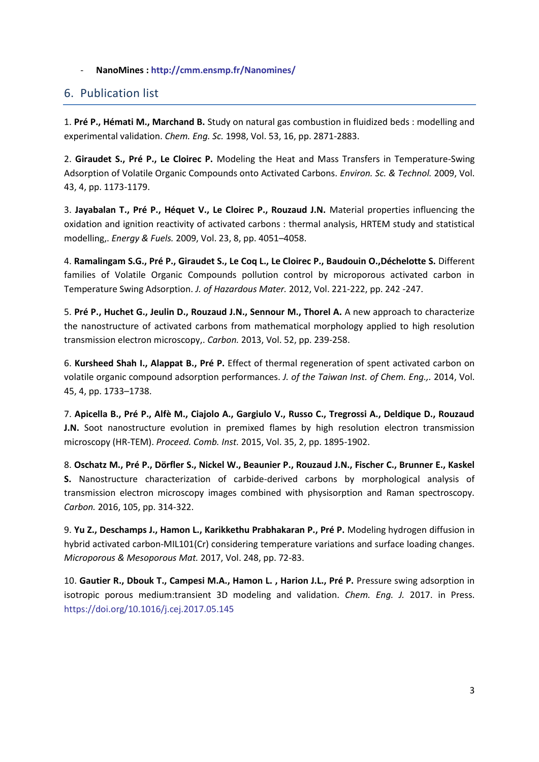- **NanoMines : http://cmm.ensmp.fr/Nanomines/**

## 6. Publication list

1. **Pré P., Hémati M., Marchand B.** Study on natural gas combustion in fluidized beds : modelling and experimental validation. *Chem. Eng. Sc.* 1998, Vol. 53, 16, pp. 2871-2883.

2. **Giraudet S., Pré P., Le Cloirec P.** Modeling the Heat and Mass Transfers in Temperature-Swing Adsorption of Volatile Organic Compounds onto Activated Carbons. *Environ. Sc. & Technol.* 2009, Vol. 43, 4, pp. 1173-1179.

3. **Jayabalan T., Pré P., Héquet V., Le Cloirec P., Rouzaud J.N.** Material properties influencing the oxidation and ignition reactivity of activated carbons : thermal analysis, HRTEM study and statistical modelling,. *Energy & Fuels.* 2009, Vol. 23, 8, pp. 4051–4058.

4. **Ramalingam S.G., Pré P., Giraudet S., Le Coq L., Le Cloirec P., Baudouin O.,Déchelotte S.** Different families of Volatile Organic Compounds pollution control by microporous activated carbon in Temperature Swing Adsorption. *J. of Hazardous Mater.* 2012, Vol. 221-222, pp. 242 -247.

5. **Pré P., Huchet G., Jeulin D., Rouzaud J.N., Sennour M., Thorel A.** A new approach to characterize the nanostructure of activated carbons from mathematical morphology applied to high resolution transmission electron microscopy,. *Carbon.* 2013, Vol. 52, pp. 239-258.

6. **Kursheed Shah I., Alappat B., Pré P.** Effect of thermal regeneration of spent activated carbon on volatile organic compound adsorption performances. *J. of the Taiwan Inst. of Chem. Eng.,.* 2014, Vol. 45, 4, pp. 1733–1738.

7. **Apicella B., Pré P., Alfè M., Ciajolo A., Gargiulo V., Russo C., Tregrossi A., Deldique D., Rouzaud J.N.** Soot nanostructure evolution in premixed flames by high resolution electron transmission microscopy (HR-TEM). *Proceed. Comb. Inst.* 2015, Vol. 35, 2, pp. 1895-1902.

8. **Oschatz M., Pré P., Dörfler S., Nickel W., Beaunier P., Rouzaud J.N., Fischer C., Brunner E., Kaskel S.** Nanostructure characterization of carbide-derived carbons by morphological analysis of transmission electron microscopy images combined with physisorption and Raman spectroscopy. *Carbon.* 2016, 105, pp. 314-322.

9. **Yu Z., Deschamps J., Hamon L., Karikkethu Prabhakaran P., Pré P.** Modeling hydrogen diffusion in hybrid activated carbon-MIL101(Cr) considering temperature variations and surface loading changes. *Microporous & Mesoporous Mat.* 2017, Vol. 248, pp. 72-83.

10. **Gautier R., Dbouk T., Campesi M.A., Hamon L. , Harion J.L., Pré P.** Pressure swing adsorption in isotropic porous medium:transient 3D modeling and validation. *Chem. Eng. J.* 2017. in Press. https://doi.org/10.1016/j.cej.2017.05.145